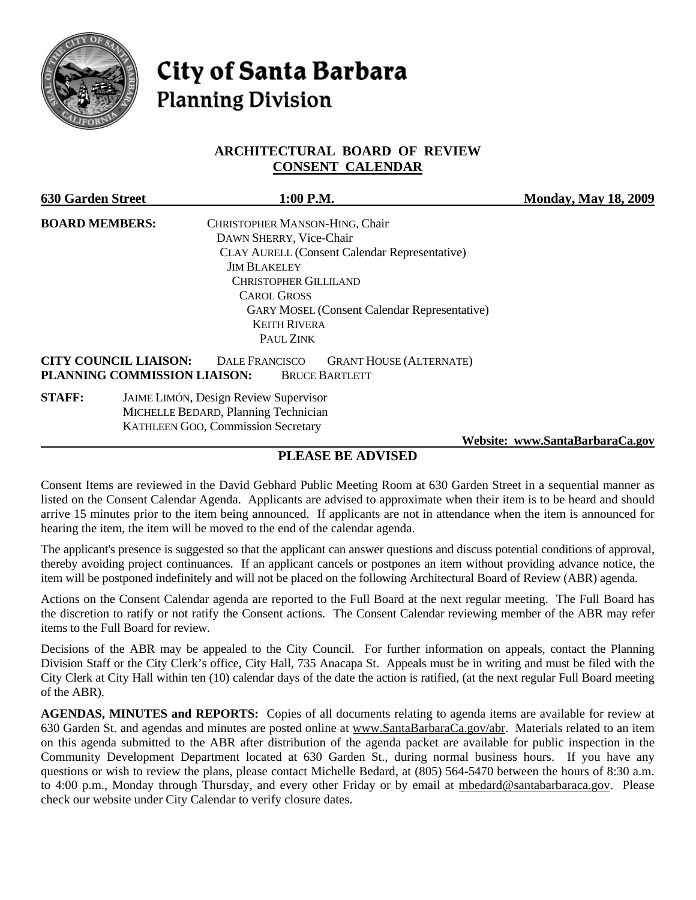# City of Santa Barbara
## Planning Division

### ARCHITECTURAL BOARD OF REVIEW
### CONSENT CALENDAR

**630 Garden Street** **1:00 P.M.** **Monday, May 18, 2009**

**BOARD MEMBERS:**
CHRISTOPHER MANSON-HING, Chair
DAWN SHERRY, Vice-Chair
CLAY AURELL (Consent Calendar Representative)
JIM BLAKELEY
CHRISTOPHER GILLILAND
CAROL GROSS
GARY MOSEL (Consent Calendar Representative)
KEITH RIVERA
PAUL ZINK

**CITY COUNCIL LIAISON:** DALE FRANCISCO GRANT HOUSE (ALTERNATE)
**PLANNING COMMISSION LIAISON:** BRUCE BARTLETT

**STAFF:**
JAIME LIMÓN, Design Review Supervisor
MICHELLE BEDARD, Planning Technician
KATHLEEN GOO, Commission Secretary

**Website: www.SantaBarbaraCa.gov**

## PLEASE BE ADVISED

Consent Items are reviewed in the David Gebhard Public Meeting Room at 630 Garden Street in a sequential manner as listed on the Consent Calendar Agenda. Applicants are advised to approximate when their item is to be heard and should arrive 15 minutes prior to the item being announced. If applicants are not in attendance when the item is announced for hearing the item, the item will be moved to the end of the calendar agenda.

The applicant's presence is suggested so that the applicant can answer questions and discuss potential conditions of approval, thereby avoiding project continuances. If an applicant cancels or postpones an item without providing advance notice, the item will be postponed indefinitely and will not be placed on the following Architectural Board of Review (ABR) agenda.

Actions on the Consent Calendar agenda are reported to the Full Board at the next regular meeting. The Full Board has the discretion to ratify or not ratify the Consent actions. The Consent Calendar reviewing member of the ABR may refer items to the Full Board for review.

Decisions of the ABR may be appealed to the City Council. For further information on appeals, contact the Planning Division Staff or the City Clerk's office, City Hall, 735 Anacapa St. Appeals must be in writing and must be filed with the City Clerk at City Hall within ten (10) calendar days of the date the action is ratified, (at the next regular Full Board meeting of the ABR).

**AGENDAS, MINUTES and REPORTS:** Copies of all documents relating to agenda items are available for review at 630 Garden St. and agendas and minutes are posted online at www.SantaBarbaraCa.gov/abr. Materials related to an item on this agenda submitted to the ABR after distribution of the agenda packet are available for public inspection in the Community Development Department located at 630 Garden St., during normal business hours. If you have any questions or wish to review the plans, please contact Michelle Bedard, at (805) 564-5470 between the hours of 8:30 a.m. to 4:00 p.m., Monday through Thursday, and every other Friday or by email at mbedard@santabarbaraca.gov. Please check our website under City Calendar to verify closure dates.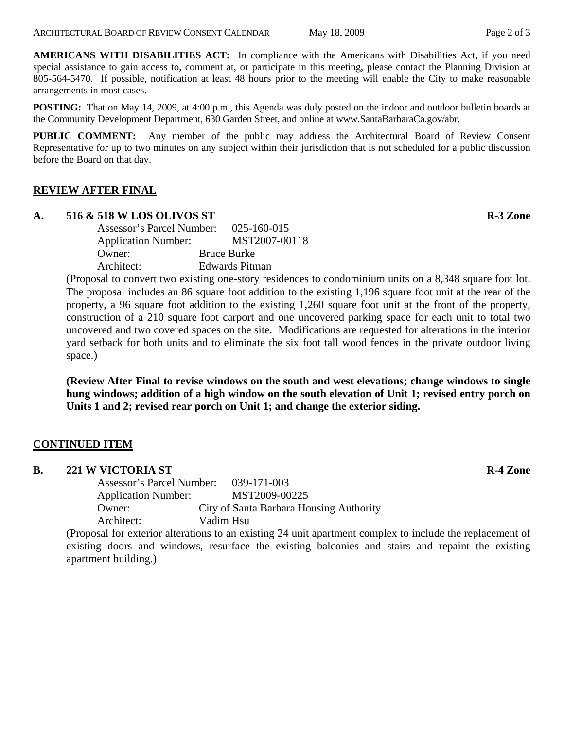**AMERICANS WITH DISABILITIES ACT:** In compliance with the Americans with Disabilities Act, if you need special assistance to gain access to, comment at, or participate in this meeting, please contact the Planning Division at 805-564-5470. If possible, notification at least 48 hours prior to the meeting will enable the City to make reasonable arrangements in most cases.

**POSTING:** That on May 14, 2009, at 4:00 p.m., this Agenda was duly posted on the indoor and outdoor bulletin boards at the Community Development Department, 630 Garden Street, and online at www.SantaBarbaraCa.gov/abr.

**PUBLIC COMMENT:** Any member of the public may address the Architectural Board of Review Consent Representative for up to two minutes on any subject within their jurisdiction that is not scheduled for a public discussion before the Board on that day.

## REVIEW AFTER FINAL

### A. 516 & 518 W LOS OLIVOS ST — R-3 Zone

Assessor's Parcel Number: 025-160-015
Application Number: MST2007-00118
Owner: Bruce Burke
Architect: Edwards Pitman

(Proposal to convert two existing one-story residences to condominium units on a 8,348 square foot lot. The proposal includes an 86 square foot addition to the existing 1,196 square foot unit at the rear of the property, a 96 square foot addition to the existing 1,260 square foot unit at the front of the property, construction of a 210 square foot carport and one uncovered parking space for each unit to total two uncovered and two covered spaces on the site. Modifications are requested for alterations in the interior yard setback for both units and to eliminate the six foot tall wood fences in the private outdoor living space.)

**(Review After Final to revise windows on the south and west elevations; change windows to single hung windows; addition of a high window on the south elevation of Unit 1; revised entry porch on Units 1 and 2; revised rear porch on Unit 1; and change the exterior siding.**

## CONTINUED ITEM

### B. 221 W VICTORIA ST — R-4 Zone

Assessor's Parcel Number: 039-171-003
Application Number: MST2009-00225
Owner: City of Santa Barbara Housing Authority
Architect: Vadim Hsu

(Proposal for exterior alterations to an existing 24 unit apartment complex to include the replacement of existing doors and windows, resurface the existing balconies and stairs and repaint the existing apartment building.)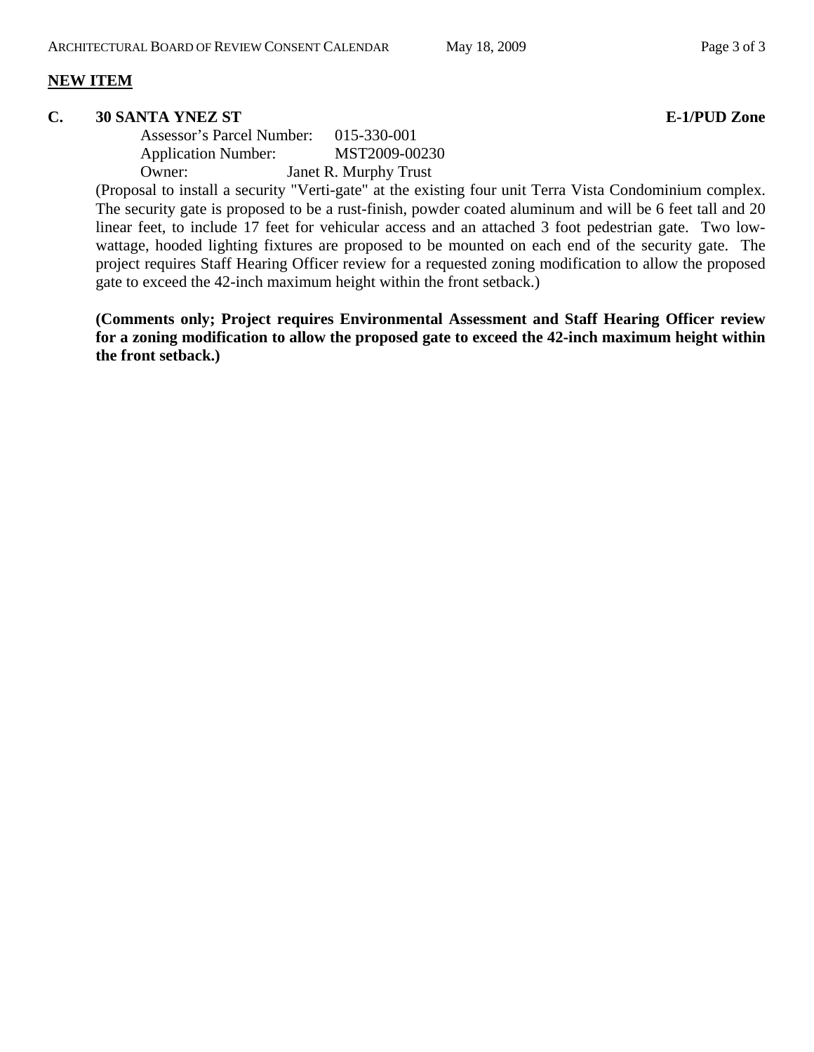## NEW ITEM

**C. 30 SANTA YNEZ ST** **E-1/PUD Zone**

Assessor's Parcel Number: 015-330-001
Application Number: MST2009-00230
Owner: Janet R. Murphy Trust

(Proposal to install a security "Verti-gate" at the existing four unit Terra Vista Condominium complex. The security gate is proposed to be a rust-finish, powder coated aluminum and will be 6 feet tall and 20 linear feet, to include 17 feet for vehicular access and an attached 3 foot pedestrian gate. Two low-wattage, hooded lighting fixtures are proposed to be mounted on each end of the security gate. The project requires Staff Hearing Officer review for a requested zoning modification to allow the proposed gate to exceed the 42-inch maximum height within the front setback.)

**(Comments only; Project requires Environmental Assessment and Staff Hearing Officer review for a zoning modification to allow the proposed gate to exceed the 42-inch maximum height within the front setback.)**